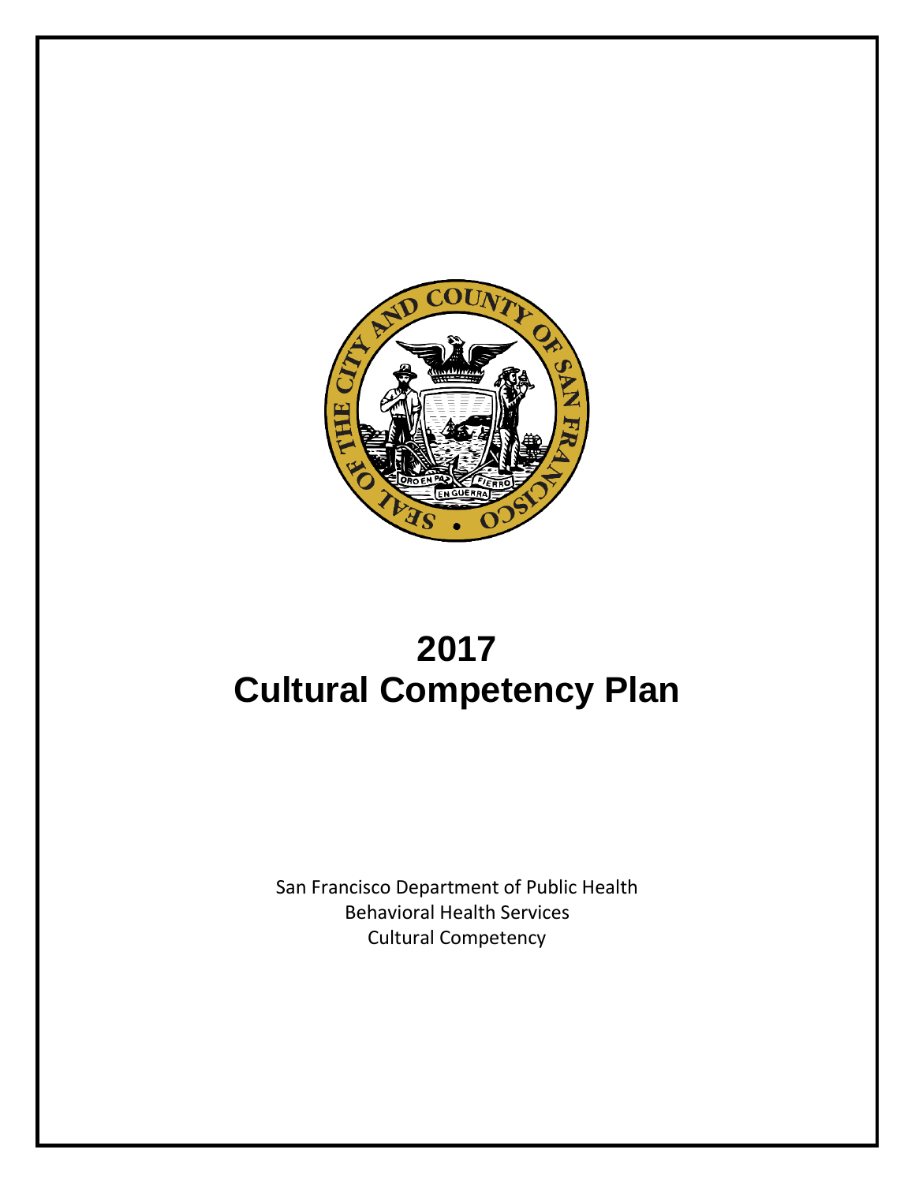# 2017
# Cultural Competency Plan

San Francisco Department of Public Health
Behavioral Health Services
Cultural Competency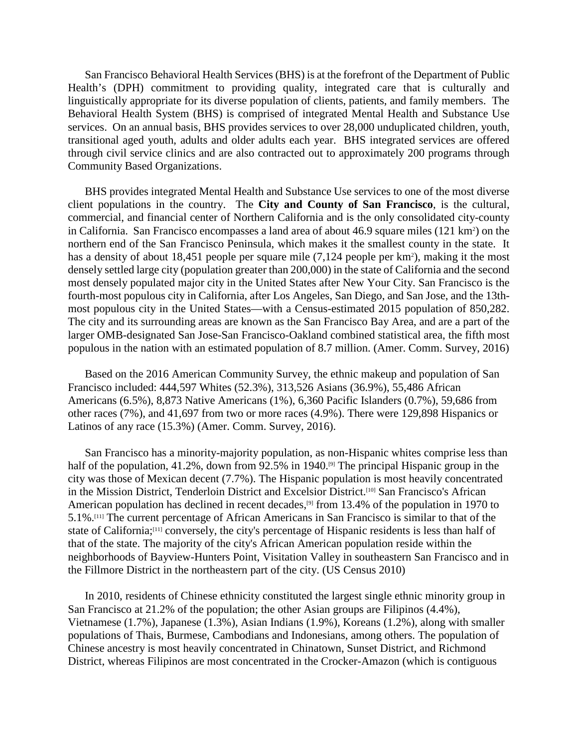San Francisco Behavioral Health Services (BHS) is at the forefront of the Department of Public Health's (DPH) commitment to providing quality, integrated care that is culturally and linguistically appropriate for its diverse population of clients, patients, and family members. The Behavioral Health System (BHS) is comprised of integrated Mental Health and Substance Use services. On an annual basis, BHS provides services to over 28,000 unduplicated children, youth, transitional aged youth, adults and older adults each year. BHS integrated services are offered through civil service clinics and are also contracted out to approximately 200 programs through Community Based Organizations.

BHS provides integrated Mental Health and Substance Use services to one of the most diverse client populations in the country. The **City and County of San Francisco**, is the cultural, commercial, and financial center of Northern California and is the only consolidated city-county in California. San Francisco encompasses a land area of about 46.9 square miles (121 $km^2$) on the northern end of the San Francisco Peninsula, which makes it the smallest county in the state. It has a density of about 18,451 people per square mile (7,124 people per $km^2$), making it the most densely settled large city (population greater than 200,000) in the state of California and the second most densely populated major city in the United States after New Your City. San Francisco is the fourth-most populous city in California, after Los Angeles, San Diego, and San Jose, and the 13th-most populous city in the United States—with a Census-estimated 2015 population of 850,282. The city and its surrounding areas are known as the San Francisco Bay Area, and are a part of the larger OMB-designated San Jose-San Francisco-Oakland combined statistical area, the fifth most populous in the nation with an estimated population of 8.7 million. (Amer. Comm. Survey, 2016)

Based on the 2016 American Community Survey, the ethnic makeup and population of San Francisco included: 444,597 Whites (52.3%), 313,526 Asians (36.9%), 55,486 African Americans (6.5%), 8,873 Native Americans (1%), 6,360 Pacific Islanders (0.7%), 59,686 from other races (7%), and 41,697 from two or more races (4.9%). There were 129,898 Hispanics or Latinos of any race (15.3%) (Amer. Comm. Survey, 2016).

San Francisco has a minority-majority population, as non-Hispanic whites comprise less than half of the population, 41.2%, down from 92.5% in 1940.[9] The principal Hispanic group in the city was those of Mexican decent (7.7%). The Hispanic population is most heavily concentrated in the Mission District, Tenderloin District and Excelsior District.[10] San Francisco's African American population has declined in recent decades,[9] from 13.4% of the population in 1970 to 5.1%.[11] The current percentage of African Americans in San Francisco is similar to that of the state of California;[11] conversely, the city's percentage of Hispanic residents is less than half of that of the state. The majority of the city's African American population reside within the neighborhoods of Bayview-Hunters Point, Visitation Valley in southeastern San Francisco and in the Fillmore District in the northeastern part of the city. (US Census 2010)

In 2010, residents of Chinese ethnicity constituted the largest single ethnic minority group in San Francisco at 21.2% of the population; the other Asian groups are Filipinos (4.4%), Vietnamese (1.7%), Japanese (1.3%), Asian Indians (1.9%), Koreans (1.2%), along with smaller populations of Thais, Burmese, Cambodians and Indonesians, among others. The population of Chinese ancestry is most heavily concentrated in Chinatown, Sunset District, and Richmond District, whereas Filipinos are most concentrated in the Crocker-Amazon (which is contiguous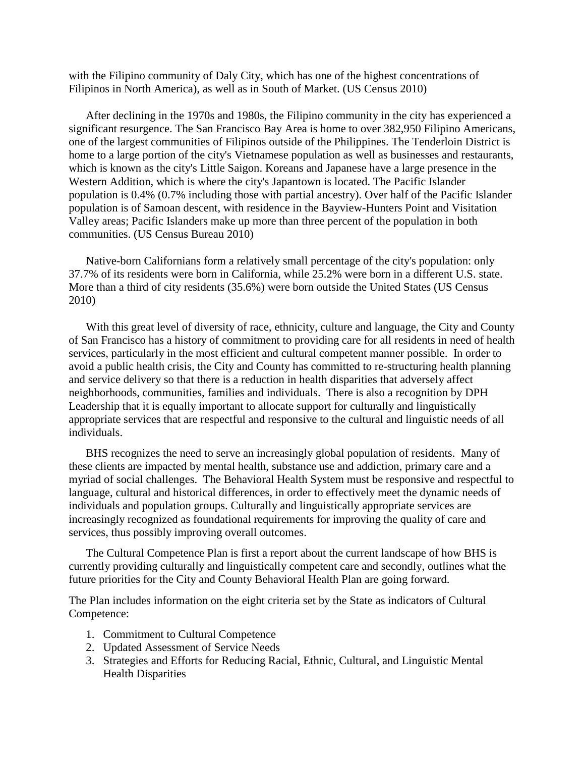with the Filipino community of Daly City, which has one of the highest concentrations of Filipinos in North America), as well as in South of Market. (US Census 2010)

After declining in the 1970s and 1980s, the Filipino community in the city has experienced a significant resurgence. The San Francisco Bay Area is home to over 382,950 Filipino Americans, one of the largest communities of Filipinos outside of the Philippines. The Tenderloin District is home to a large portion of the city's Vietnamese population as well as businesses and restaurants, which is known as the city's Little Saigon. Koreans and Japanese have a large presence in the Western Addition, which is where the city's Japantown is located. The Pacific Islander population is 0.4% (0.7% including those with partial ancestry). Over half of the Pacific Islander population is of Samoan descent, with residence in the Bayview-Hunters Point and Visitation Valley areas; Pacific Islanders make up more than three percent of the population in both communities. (US Census Bureau 2010)

Native-born Californians form a relatively small percentage of the city's population: only 37.7% of its residents were born in California, while 25.2% were born in a different U.S. state. More than a third of city residents (35.6%) were born outside the United States (US Census 2010)

With this great level of diversity of race, ethnicity, culture and language, the City and County of San Francisco has a history of commitment to providing care for all residents in need of health services, particularly in the most efficient and cultural competent manner possible. In order to avoid a public health crisis, the City and County has committed to re-structuring health planning and service delivery so that there is a reduction in health disparities that adversely affect neighborhoods, communities, families and individuals. There is also a recognition by DPH Leadership that it is equally important to allocate support for culturally and linguistically appropriate services that are respectful and responsive to the cultural and linguistic needs of all individuals.

BHS recognizes the need to serve an increasingly global population of residents. Many of these clients are impacted by mental health, substance use and addiction, primary care and a myriad of social challenges. The Behavioral Health System must be responsive and respectful to language, cultural and historical differences, in order to effectively meet the dynamic needs of individuals and population groups. Culturally and linguistically appropriate services are increasingly recognized as foundational requirements for improving the quality of care and services, thus possibly improving overall outcomes.

The Cultural Competence Plan is first a report about the current landscape of how BHS is currently providing culturally and linguistically competent care and secondly, outlines what the future priorities for the City and County Behavioral Health Plan are going forward.

The Plan includes information on the eight criteria set by the State as indicators of Cultural Competence:

1. Commitment to Cultural Competence
2. Updated Assessment of Service Needs
3. Strategies and Efforts for Reducing Racial, Ethnic, Cultural, and Linguistic Mental Health Disparities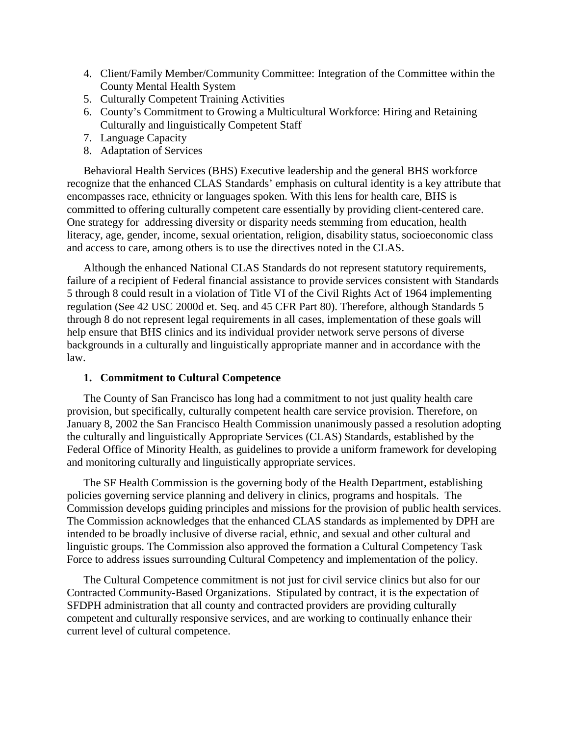4. Client/Family Member/Community Committee: Integration of the Committee within the County Mental Health System
5. Culturally Competent Training Activities
6. County's Commitment to Growing a Multicultural Workforce: Hiring and Retaining Culturally and linguistically Competent Staff
7. Language Capacity
8. Adaptation of Services

Behavioral Health Services (BHS) Executive leadership and the general BHS workforce recognize that the enhanced CLAS Standards' emphasis on cultural identity is a key attribute that encompasses race, ethnicity or languages spoken. With this lens for health care, BHS is committed to offering culturally competent care essentially by providing client-centered care. One strategy for addressing diversity or disparity needs stemming from education, health literacy, age, gender, income, sexual orientation, religion, disability status, socioeconomic class and access to care, among others is to use the directives noted in the CLAS.

Although the enhanced National CLAS Standards do not represent statutory requirements, failure of a recipient of Federal financial assistance to provide services consistent with Standards 5 through 8 could result in a violation of Title VI of the Civil Rights Act of 1964 implementing regulation (See 42 USC 2000d et. Seq. and 45 CFR Part 80). Therefore, although Standards 5 through 8 do not represent legal requirements in all cases, implementation of these goals will help ensure that BHS clinics and its individual provider network serve persons of diverse backgrounds in a culturally and linguistically appropriate manner and in accordance with the law.

### 1. Commitment to Cultural Competence

The County of San Francisco has long had a commitment to not just quality health care provision, but specifically, culturally competent health care service provision. Therefore, on January 8, 2002 the San Francisco Health Commission unanimously passed a resolution adopting the culturally and linguistically Appropriate Services (CLAS) Standards, established by the Federal Office of Minority Health, as guidelines to provide a uniform framework for developing and monitoring culturally and linguistically appropriate services.

The SF Health Commission is the governing body of the Health Department, establishing policies governing service planning and delivery in clinics, programs and hospitals. The Commission develops guiding principles and missions for the provision of public health services. The Commission acknowledges that the enhanced CLAS standards as implemented by DPH are intended to be broadly inclusive of diverse racial, ethnic, and sexual and other cultural and linguistic groups. The Commission also approved the formation a Cultural Competency Task Force to address issues surrounding Cultural Competency and implementation of the policy.

The Cultural Competence commitment is not just for civil service clinics but also for our Contracted Community-Based Organizations. Stipulated by contract, it is the expectation of SFDPH administration that all county and contracted providers are providing culturally competent and culturally responsive services, and are working to continually enhance their current level of cultural competence.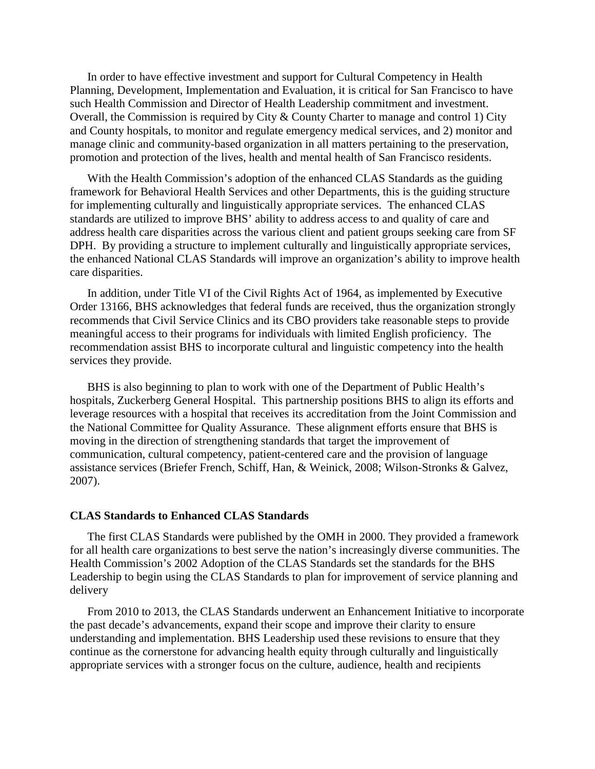In order to have effective investment and support for Cultural Competency in Health Planning, Development, Implementation and Evaluation, it is critical for San Francisco to have such Health Commission and Director of Health Leadership commitment and investment. Overall, the Commission is required by City & County Charter to manage and control 1) City and County hospitals, to monitor and regulate emergency medical services, and 2) monitor and manage clinic and community-based organization in all matters pertaining to the preservation, promotion and protection of the lives, health and mental health of San Francisco residents.

With the Health Commission's adoption of the enhanced CLAS Standards as the guiding framework for Behavioral Health Services and other Departments, this is the guiding structure for implementing culturally and linguistically appropriate services. The enhanced CLAS standards are utilized to improve BHS' ability to address access to and quality of care and address health care disparities across the various client and patient groups seeking care from SF DPH. By providing a structure to implement culturally and linguistically appropriate services, the enhanced National CLAS Standards will improve an organization's ability to improve health care disparities.

In addition, under Title VI of the Civil Rights Act of 1964, as implemented by Executive Order 13166, BHS acknowledges that federal funds are received, thus the organization strongly recommends that Civil Service Clinics and its CBO providers take reasonable steps to provide meaningful access to their programs for individuals with limited English proficiency. The recommendation assist BHS to incorporate cultural and linguistic competency into the health services they provide.

BHS is also beginning to plan to work with one of the Department of Public Health's hospitals, Zuckerberg General Hospital. This partnership positions BHS to align its efforts and leverage resources with a hospital that receives its accreditation from the Joint Commission and the National Committee for Quality Assurance. These alignment efforts ensure that BHS is moving in the direction of strengthening standards that target the improvement of communication, cultural competency, patient-centered care and the provision of language assistance services (Briefer French, Schiff, Han, & Weinick, 2008; Wilson-Stronks & Galvez, 2007).

**CLAS Standards to Enhanced CLAS Standards**

The first CLAS Standards were published by the OMH in 2000. They provided a framework for all health care organizations to best serve the nation's increasingly diverse communities. The Health Commission's 2002 Adoption of the CLAS Standards set the standards for the BHS Leadership to begin using the CLAS Standards to plan for improvement of service planning and delivery

From 2010 to 2013, the CLAS Standards underwent an Enhancement Initiative to incorporate the past decade's advancements, expand their scope and improve their clarity to ensure understanding and implementation. BHS Leadership used these revisions to ensure that they continue as the cornerstone for advancing health equity through culturally and linguistically appropriate services with a stronger focus on the culture, audience, health and recipients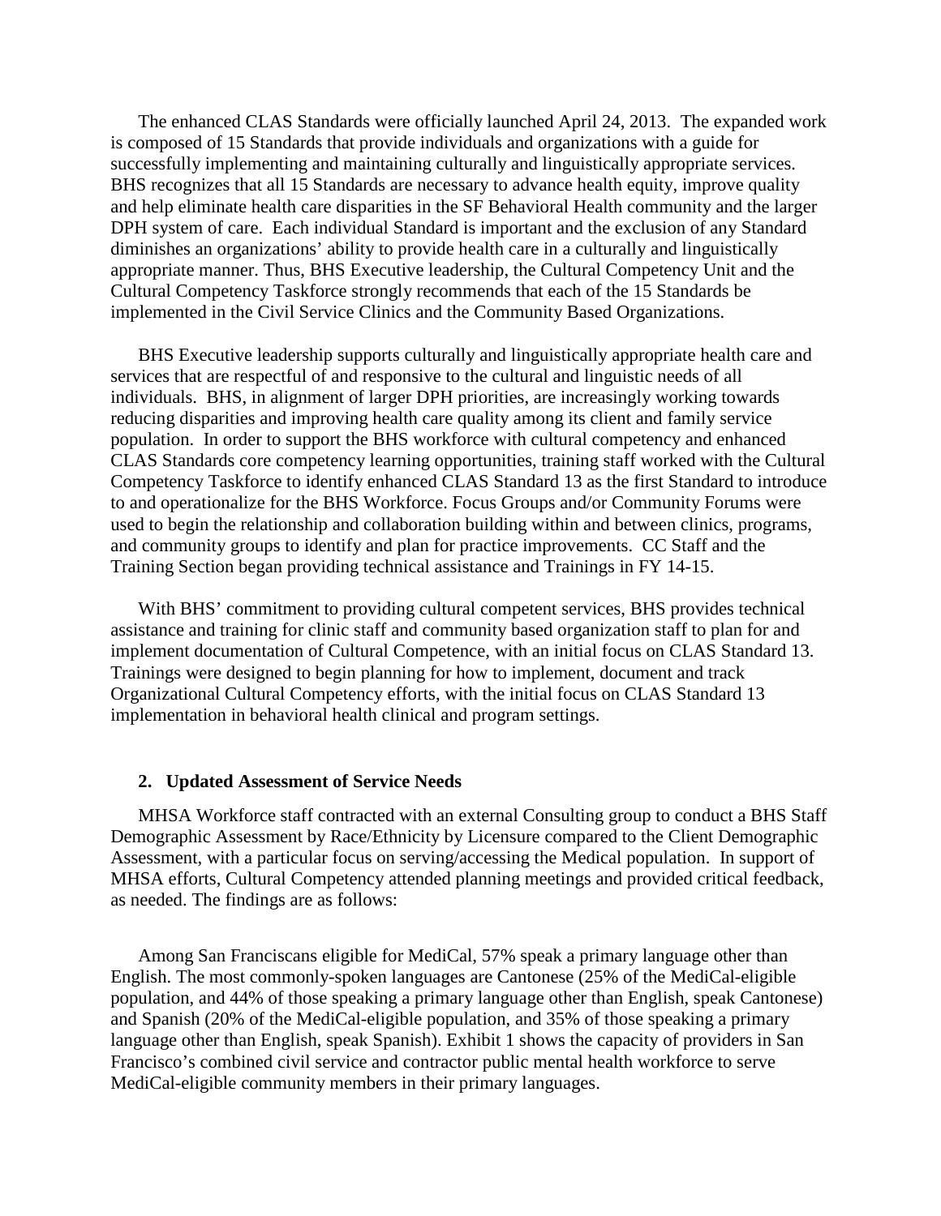The enhanced CLAS Standards were officially launched April 24, 2013. The expanded work is composed of 15 Standards that provide individuals and organizations with a guide for successfully implementing and maintaining culturally and linguistically appropriate services. BHS recognizes that all 15 Standards are necessary to advance health equity, improve quality and help eliminate health care disparities in the SF Behavioral Health community and the larger DPH system of care. Each individual Standard is important and the exclusion of any Standard diminishes an organizations' ability to provide health care in a culturally and linguistically appropriate manner. Thus, BHS Executive leadership, the Cultural Competency Unit and the Cultural Competency Taskforce strongly recommends that each of the 15 Standards be implemented in the Civil Service Clinics and the Community Based Organizations.

BHS Executive leadership supports culturally and linguistically appropriate health care and services that are respectful of and responsive to the cultural and linguistic needs of all individuals. BHS, in alignment of larger DPH priorities, are increasingly working towards reducing disparities and improving health care quality among its client and family service population. In order to support the BHS workforce with cultural competency and enhanced CLAS Standards core competency learning opportunities, training staff worked with the Cultural Competency Taskforce to identify enhanced CLAS Standard 13 as the first Standard to introduce to and operationalize for the BHS Workforce. Focus Groups and/or Community Forums were used to begin the relationship and collaboration building within and between clinics, programs, and community groups to identify and plan for practice improvements. CC Staff and the Training Section began providing technical assistance and Trainings in FY 14-15.

With BHS' commitment to providing cultural competent services, BHS provides technical assistance and training for clinic staff and community based organization staff to plan for and implement documentation of Cultural Competence, with an initial focus on CLAS Standard 13. Trainings were designed to begin planning for how to implement, document and track Organizational Cultural Competency efforts, with the initial focus on CLAS Standard 13 implementation in behavioral health clinical and program settings.

## 2. Updated Assessment of Service Needs

MHSA Workforce staff contracted with an external Consulting group to conduct a BHS Staff Demographic Assessment by Race/Ethnicity by Licensure compared to the Client Demographic Assessment, with a particular focus on serving/accessing the Medical population. In support of MHSA efforts, Cultural Competency attended planning meetings and provided critical feedback, as needed. The findings are as follows:

Among San Franciscans eligible for MediCal, 57% speak a primary language other than English. The most commonly-spoken languages are Cantonese (25% of the MediCal-eligible population, and 44% of those speaking a primary language other than English, speak Cantonese) and Spanish (20% of the MediCal-eligible population, and 35% of those speaking a primary language other than English, speak Spanish). Exhibit 1 shows the capacity of providers in San Francisco's combined civil service and contractor public mental health workforce to serve MediCal-eligible community members in their primary languages.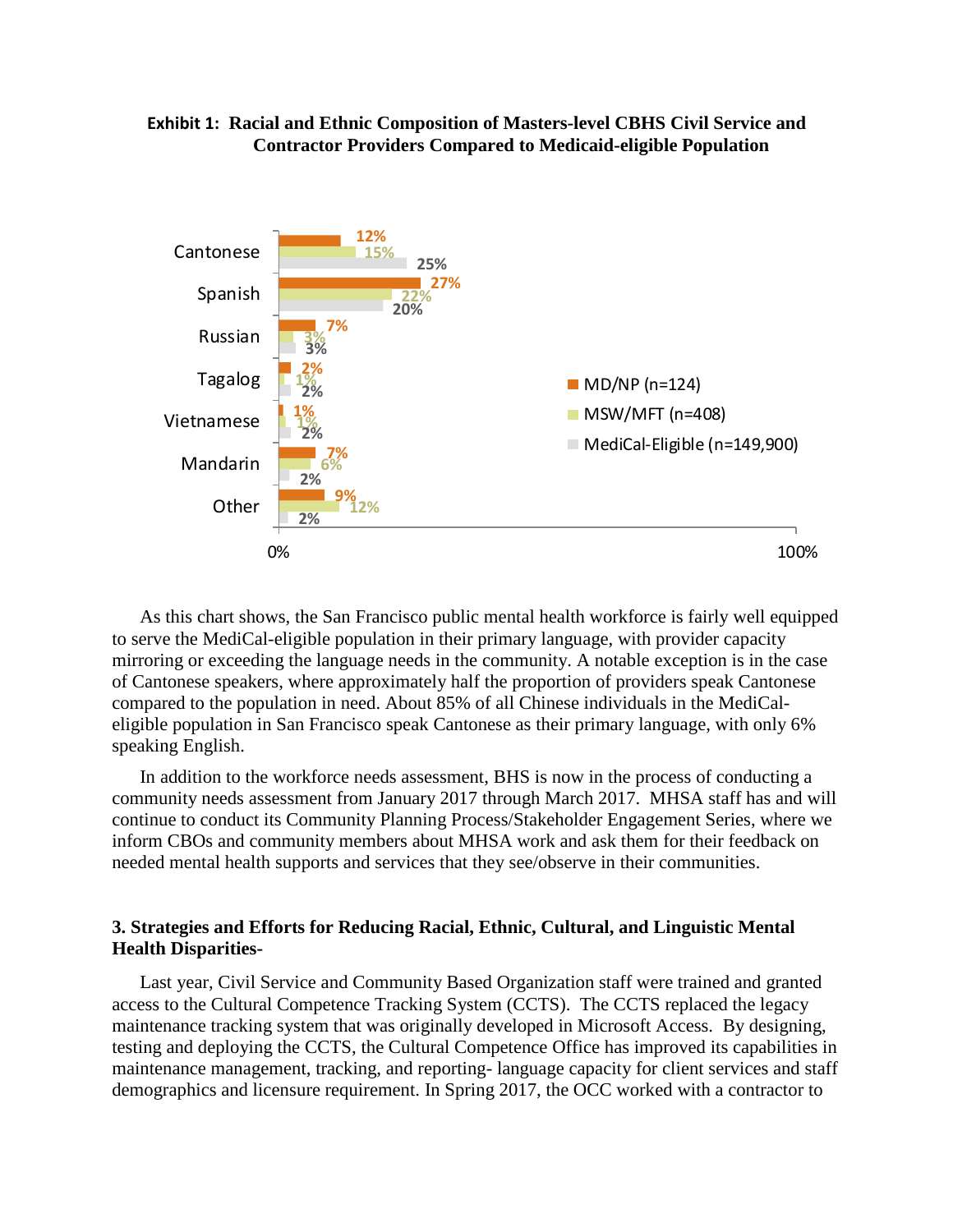**Exhibit 1: Racial and Ethnic Composition of Masters-level CBHS Civil Service and Contractor Providers Compared to Medicaid-eligible Population**

| Language | MD/NP (n=124) | MSW/MFT (n=408) | MediCal-Eligible (n=149,900) |
| --- | --- | --- | --- |
| Cantonese | 12% | 15% | 25% |
| Spanish | 27% | 22% | 20% |
| Russian | 7% | 3% | 3% |
| Tagalog | 2% | 1% | 2% |
| Vietnamese | 1% | 1% | 2% |
| Mandarin | 7% | 6% | 2% |
| Other | 9% | 12% | 2% |

As this chart shows, the San Francisco public mental health workforce is fairly well equipped to serve the MediCal-eligible population in their primary language, with provider capacity mirroring or exceeding the language needs in the community. A notable exception is in the case of Cantonese speakers, where approximately half the proportion of providers speak Cantonese compared to the population in need. About 85% of all Chinese individuals in the MediCal-eligible population in San Francisco speak Cantonese as their primary language, with only 6% speaking English.

In addition to the workforce needs assessment, BHS is now in the process of conducting a community needs assessment from January 2017 through March 2017. MHSA staff has and will continue to conduct its Community Planning Process/Stakeholder Engagement Series, where we inform CBOs and community members about MHSA work and ask them for their feedback on needed mental health supports and services that they see/observe in their communities.

### 3. Strategies and Efforts for Reducing Racial, Ethnic, Cultural, and Linguistic Mental Health Disparities-

Last year, Civil Service and Community Based Organization staff were trained and granted access to the Cultural Competence Tracking System (CCTS). The CCTS replaced the legacy maintenance tracking system that was originally developed in Microsoft Access. By designing, testing and deploying the CCTS, the Cultural Competence Office has improved its capabilities in maintenance management, tracking, and reporting- language capacity for client services and staff demographics and licensure requirement. In Spring 2017, the OCC worked with a contractor to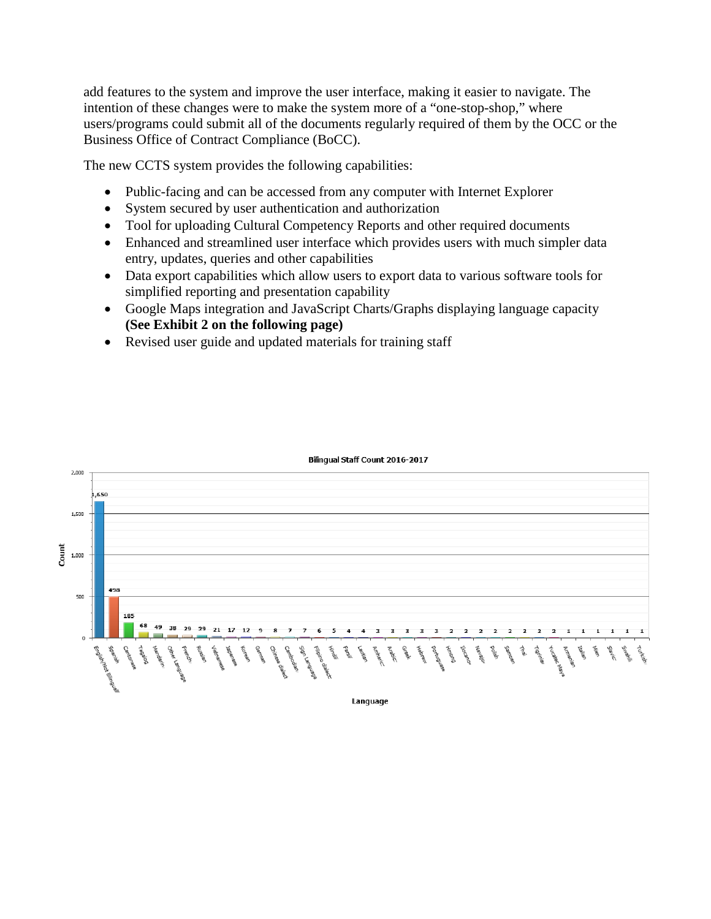add features to the system and improve the user interface, making it easier to navigate. The intention of these changes were to make the system more of a "one-stop-shop," where users/programs could submit all of the documents regularly required of them by the OCC or the Business Office of Contract Compliance (BoCC).

The new CCTS system provides the following capabilities:

- Public-facing and can be accessed from any computer with Internet Explorer
- System secured by user authentication and authorization
- Tool for uploading Cultural Competency Reports and other required documents
- Enhanced and streamlined user interface which provides users with much simpler data entry, updates, queries and other capabilities
- Data export capabilities which allow users to export data to various software tools for simplified reporting and presentation capability
- Google Maps integration and JavaScript Charts/Graphs displaying language capacity **(See Exhibit 2 on the following page)**
- Revised user guide and updated materials for training staff

**Bilingual Staff Count 2016-2017**

| Language | Count |
|---|---|
| English/Not Bilingual | 1,650 |
| Spanish | 498 |
| Cantonese | 185 |
| Tagalog | 68 |
| Mandarin | 49 |
| Other Language | 38 |
| French | 29 |
| Russian | 29 |
| Vietnamese | 21 |
| Japanese | 17 |
| Korean | 12 |
| German | 9 |
| Chinese dialect | 8 |
| Cambodian | 7 |
| Sign Language | 7 |
| Filipino dialect | 6 |
| Hindi | 5 |
| Farsi | 4 |
| Laotian | 4 |
| Amharic | 3 |
| Arabic | 3 |
| Greek | 3 |
| Hebrew | 3 |
| Portuguese | 3 |
| Hmong | 2 |
| Ilocano | 2 |
| Navajo | 2 |
| Polish | 2 |
| Samoan | 2 |
| Thai | 2 |
| Tigrinya | 2 |
| Yucatec Maya | 2 |
| Armenian | 1 |
| Italian | 1 |
| Mien | 1 |
| Slavic | 1 |
| Swahili | 1 |
| Turkish | 1 |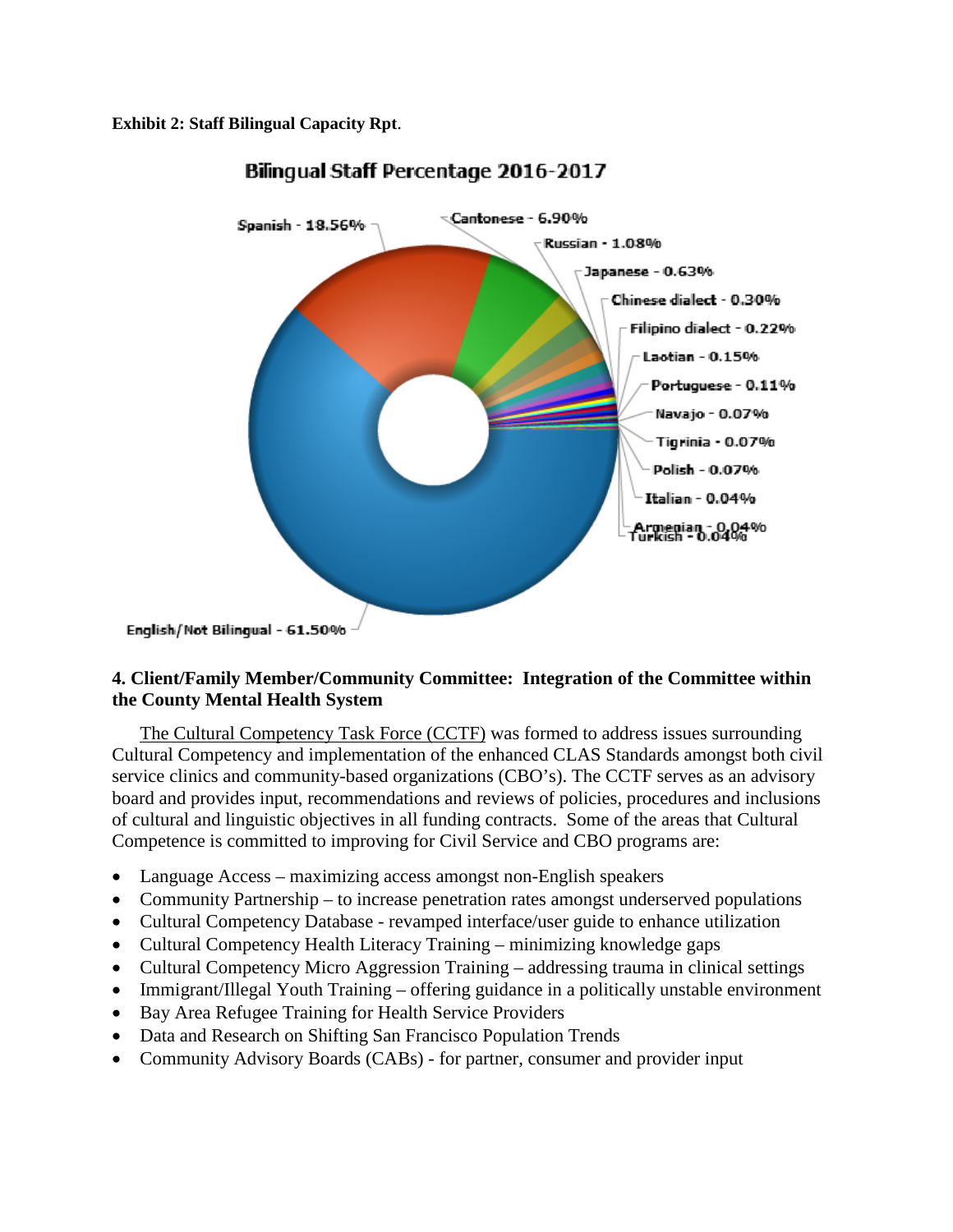**Exhibit 2: Staff Bilingual Capacity Rpt**.

Bilingual Staff Percentage 2016-2017

- Spanish - 18.56%
- Cantonese - 6.90%
- Russian - 1.08%
- Japanese - 0.63%
- Chinese dialect - 0.30%
- Filipino dialect - 0.22%
- Laotian - 0.15%
- Portuguese - 0.11%
- Navajo - 0.07%
- Tigrinia - 0.07%
- Polish - 0.07%
- Italian - 0.04%
- Armenian - 0.04%
- Turkish - 0.04%
- English/Not Bilingual - 61.50%

## 4. Client/Family Member/Community Committee: Integration of the Committee within the County Mental Health System

The Cultural Competency Task Force (CCTF) was formed to address issues surrounding Cultural Competency and implementation of the enhanced CLAS Standards amongst both civil service clinics and community-based organizations (CBO's). The CCTF serves as an advisory board and provides input, recommendations and reviews of policies, procedures and inclusions of cultural and linguistic objectives in all funding contracts. Some of the areas that Cultural Competence is committed to improving for Civil Service and CBO programs are:

- Language Access – maximizing access amongst non-English speakers
- Community Partnership – to increase penetration rates amongst underserved populations
- Cultural Competency Database - revamped interface/user guide to enhance utilization
- Cultural Competency Health Literacy Training – minimizing knowledge gaps
- Cultural Competency Micro Aggression Training – addressing trauma in clinical settings
- Immigrant/Illegal Youth Training – offering guidance in a politically unstable environment
- Bay Area Refugee Training for Health Service Providers
- Data and Research on Shifting San Francisco Population Trends
- Community Advisory Boards (CABs) - for partner, consumer and provider input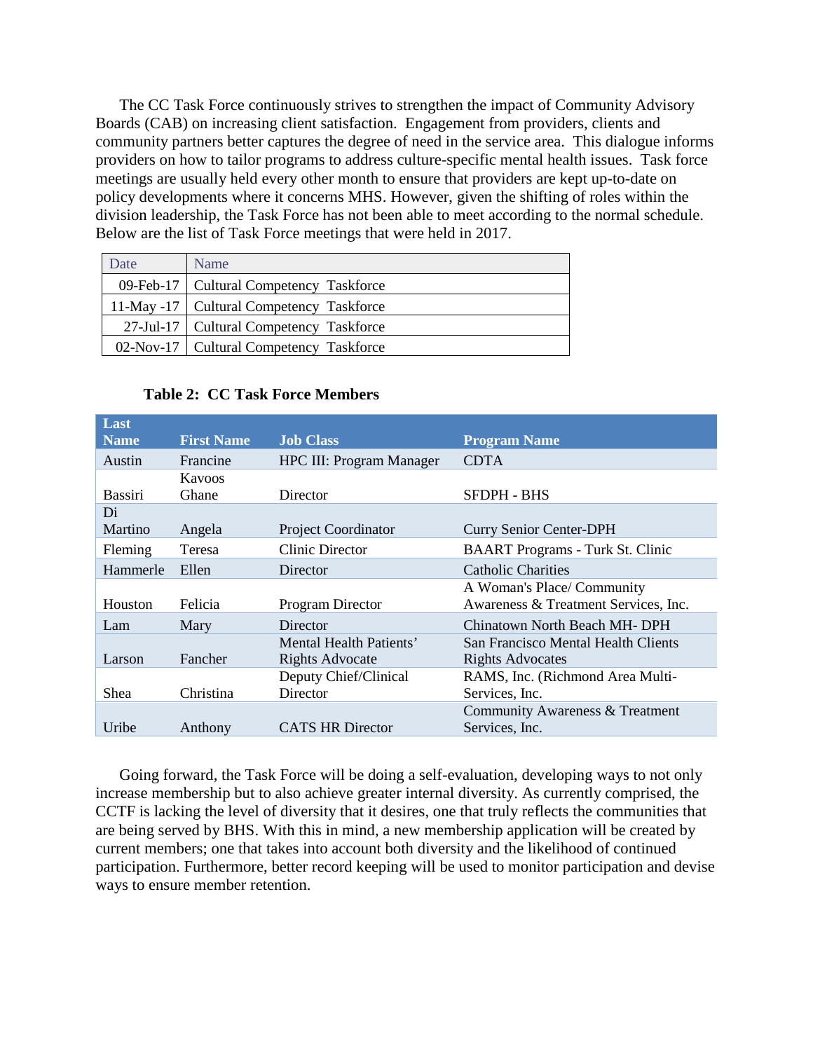The CC Task Force continuously strives to strengthen the impact of Community Advisory Boards (CAB) on increasing client satisfaction. Engagement from providers, clients and community partners better captures the degree of need in the service area. This dialogue informs providers on how to tailor programs to address culture-specific mental health issues. Task force meetings are usually held every other month to ensure that providers are kept up-to-date on policy developments where it concerns MHS. However, given the shifting of roles within the division leadership, the Task Force has not been able to meet according to the normal schedule. Below are the list of Task Force meetings that were held in 2017.

| Date | Name |
|---|---|
| 09-Feb-17 | Cultural Competency Taskforce |
| 11-May -17 | Cultural Competency Taskforce |
| 27-Jul-17 | Cultural Competency Taskforce |
| 02-Nov-17 | Cultural Competency Taskforce |

**Table 2: CC Task Force Members**

| Last Name | First Name | Job Class | Program Name |
|---|---|---|---|
| Austin | Francine | HPC III: Program Manager | CDTA |
| Bassiri | Kavoos Ghane | Director | SFDPH - BHS |
| Di Martino | Angela | Project Coordinator | Curry Senior Center-DPH |
| Fleming | Teresa | Clinic Director | BAART Programs - Turk St. Clinic |
| Hammerle | Ellen | Director | Catholic Charities |
| Houston | Felicia | Program Director | A Woman's Place/ Community Awareness & Treatment Services, Inc. |
| Lam | Mary | Director | Chinatown North Beach MH- DPH |
| Larson | Fancher | Mental Health Patients' Rights Advocate | San Francisco Mental Health Clients Rights Advocates |
| Shea | Christina | Deputy Chief/Clinical Director | RAMS, Inc. (Richmond Area Multi-Services, Inc. |
| Uribe | Anthony | CATS HR Director | Community Awareness & Treatment Services, Inc. |

Going forward, the Task Force will be doing a self-evaluation, developing ways to not only increase membership but to also achieve greater internal diversity. As currently comprised, the CCTF is lacking the level of diversity that it desires, one that truly reflects the communities that are being served by BHS. With this in mind, a new membership application will be created by current members; one that takes into account both diversity and the likelihood of continued participation. Furthermore, better record keeping will be used to monitor participation and devise ways to ensure member retention.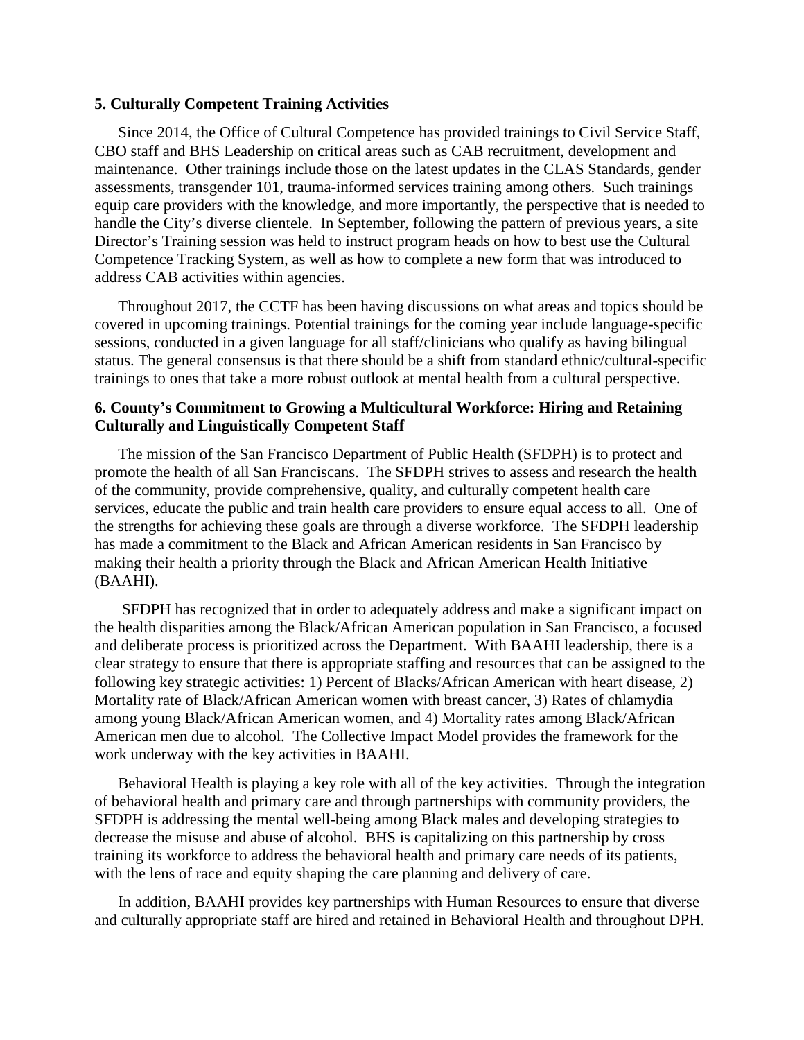**5. Culturally Competent Training Activities**

Since 2014, the Office of Cultural Competence has provided trainings to Civil Service Staff, CBO staff and BHS Leadership on critical areas such as CAB recruitment, development and maintenance. Other trainings include those on the latest updates in the CLAS Standards, gender assessments, transgender 101, trauma-informed services training among others. Such trainings equip care providers with the knowledge, and more importantly, the perspective that is needed to handle the City's diverse clientele. In September, following the pattern of previous years, a site Director's Training session was held to instruct program heads on how to best use the Cultural Competence Tracking System, as well as how to complete a new form that was introduced to address CAB activities within agencies.

Throughout 2017, the CCTF has been having discussions on what areas and topics should be covered in upcoming trainings. Potential trainings for the coming year include language-specific sessions, conducted in a given language for all staff/clinicians who qualify as having bilingual status. The general consensus is that there should be a shift from standard ethnic/cultural-specific trainings to ones that take a more robust outlook at mental health from a cultural perspective.

**6. County's Commitment to Growing a Multicultural Workforce: Hiring and Retaining Culturally and Linguistically Competent Staff**

The mission of the San Francisco Department of Public Health (SFDPH) is to protect and promote the health of all San Franciscans. The SFDPH strives to assess and research the health of the community, provide comprehensive, quality, and culturally competent health care services, educate the public and train health care providers to ensure equal access to all. One of the strengths for achieving these goals are through a diverse workforce. The SFDPH leadership has made a commitment to the Black and African American residents in San Francisco by making their health a priority through the Black and African American Health Initiative (BAAHI).

SFDPH has recognized that in order to adequately address and make a significant impact on the health disparities among the Black/African American population in San Francisco, a focused and deliberate process is prioritized across the Department. With BAAHI leadership, there is a clear strategy to ensure that there is appropriate staffing and resources that can be assigned to the following key strategic activities: 1) Percent of Blacks/African American with heart disease, 2) Mortality rate of Black/African American women with breast cancer, 3) Rates of chlamydia among young Black/African American women, and 4) Mortality rates among Black/African American men due to alcohol. The Collective Impact Model provides the framework for the work underway with the key activities in BAAHI.

Behavioral Health is playing a key role with all of the key activities. Through the integration of behavioral health and primary care and through partnerships with community providers, the SFDPH is addressing the mental well-being among Black males and developing strategies to decrease the misuse and abuse of alcohol. BHS is capitalizing on this partnership by cross training its workforce to address the behavioral health and primary care needs of its patients, with the lens of race and equity shaping the care planning and delivery of care.

In addition, BAAHI provides key partnerships with Human Resources to ensure that diverse and culturally appropriate staff are hired and retained in Behavioral Health and throughout DPH.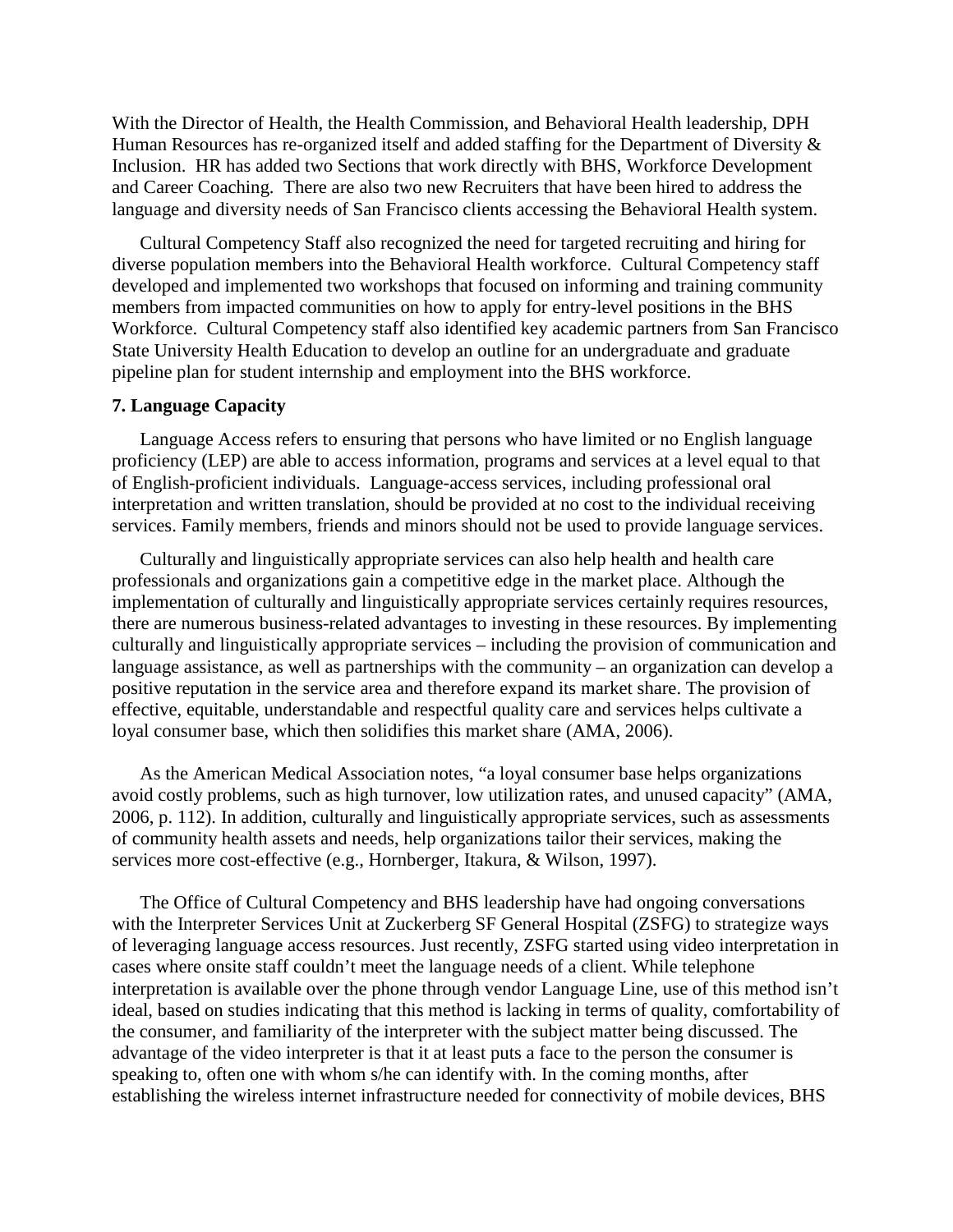With the Director of Health, the Health Commission, and Behavioral Health leadership, DPH Human Resources has re-organized itself and added staffing for the Department of Diversity & Inclusion. HR has added two Sections that work directly with BHS, Workforce Development and Career Coaching. There are also two new Recruiters that have been hired to address the language and diversity needs of San Francisco clients accessing the Behavioral Health system.

Cultural Competency Staff also recognized the need for targeted recruiting and hiring for diverse population members into the Behavioral Health workforce. Cultural Competency staff developed and implemented two workshops that focused on informing and training community members from impacted communities on how to apply for entry-level positions in the BHS Workforce. Cultural Competency staff also identified key academic partners from San Francisco State University Health Education to develop an outline for an undergraduate and graduate pipeline plan for student internship and employment into the BHS workforce.

**7. Language Capacity**

Language Access refers to ensuring that persons who have limited or no English language proficiency (LEP) are able to access information, programs and services at a level equal to that of English-proficient individuals. Language-access services, including professional oral interpretation and written translation, should be provided at no cost to the individual receiving services. Family members, friends and minors should not be used to provide language services.

Culturally and linguistically appropriate services can also help health and health care professionals and organizations gain a competitive edge in the market place. Although the implementation of culturally and linguistically appropriate services certainly requires resources, there are numerous business-related advantages to investing in these resources. By implementing culturally and linguistically appropriate services – including the provision of communication and language assistance, as well as partnerships with the community – an organization can develop a positive reputation in the service area and therefore expand its market share. The provision of effective, equitable, understandable and respectful quality care and services helps cultivate a loyal consumer base, which then solidifies this market share (AMA, 2006).

As the American Medical Association notes, "a loyal consumer base helps organizations avoid costly problems, such as high turnover, low utilization rates, and unused capacity" (AMA, 2006, p. 112). In addition, culturally and linguistically appropriate services, such as assessments of community health assets and needs, help organizations tailor their services, making the services more cost-effective (e.g., Hornberger, Itakura, & Wilson, 1997).

The Office of Cultural Competency and BHS leadership have had ongoing conversations with the Interpreter Services Unit at Zuckerberg SF General Hospital (ZSFG) to strategize ways of leveraging language access resources. Just recently, ZSFG started using video interpretation in cases where onsite staff couldn't meet the language needs of a client. While telephone interpretation is available over the phone through vendor Language Line, use of this method isn't ideal, based on studies indicating that this method is lacking in terms of quality, comfortability of the consumer, and familiarity of the interpreter with the subject matter being discussed. The advantage of the video interpreter is that it at least puts a face to the person the consumer is speaking to, often one with whom s/he can identify with. In the coming months, after establishing the wireless internet infrastructure needed for connectivity of mobile devices, BHS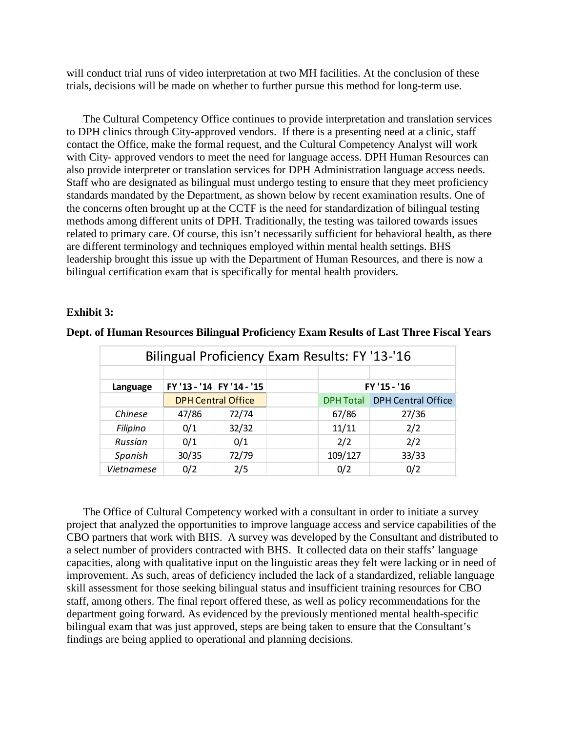will conduct trial runs of video interpretation at two MH facilities. At the conclusion of these trials, decisions will be made on whether to further pursue this method for long-term use.

The Cultural Competency Office continues to provide interpretation and translation services to DPH clinics through City-approved vendors. If there is a presenting need at a clinic, staff contact the Office, make the formal request, and the Cultural Competency Analyst will work with City- approved vendors to meet the need for language access. DPH Human Resources can also provide interpreter or translation services for DPH Administration language access needs. Staff who are designated as bilingual must undergo testing to ensure that they meet proficiency standards mandated by the Department, as shown below by recent examination results. One of the concerns often brought up at the CCTF is the need for standardization of bilingual testing methods among different units of DPH. Traditionally, the testing was tailored towards issues related to primary care. Of course, this isn't necessarily sufficient for behavioral health, as there are different terminology and techniques employed within mental health settings. BHS leadership brought this issue up with the Department of Human Resources, and there is now a bilingual certification exam that is specifically for mental health providers.

**Exhibit 3:**

**Dept. of Human Resources Bilingual Proficiency Exam Results of Last Three Fiscal Years**

Bilingual Proficiency Exam Results: FY '13-'16

| Language | FY '13 - '14 | FY '14 - '15 | FY '15 - '16 | |
|---|---|---|---|---|
| | DPH Central Office | | DPH Total | DPH Central Office |
| *Chinese* | 47/86 | 72/74 | 67/86 | 27/36 |
| *Filipino* | 0/1 | 32/32 | 11/11 | 2/2 |
| *Russian* | 0/1 | 0/1 | 2/2 | 2/2 |
| *Spanish* | 30/35 | 72/79 | 109/127 | 33/33 |
| *Vietnamese* | 0/2 | 2/5 | 0/2 | 0/2 |

The Office of Cultural Competency worked with a consultant in order to initiate a survey project that analyzed the opportunities to improve language access and service capabilities of the CBO partners that work with BHS. A survey was developed by the Consultant and distributed to a select number of providers contracted with BHS. It collected data on their staffs' language capacities, along with qualitative input on the linguistic areas they felt were lacking or in need of improvement. As such, areas of deficiency included the lack of a standardized, reliable language skill assessment for those seeking bilingual status and insufficient training resources for CBO staff, among others. The final report offered these, as well as policy recommendations for the department going forward. As evidenced by the previously mentioned mental health-specific bilingual exam that was just approved, steps are being taken to ensure that the Consultant's findings are being applied to operational and planning decisions.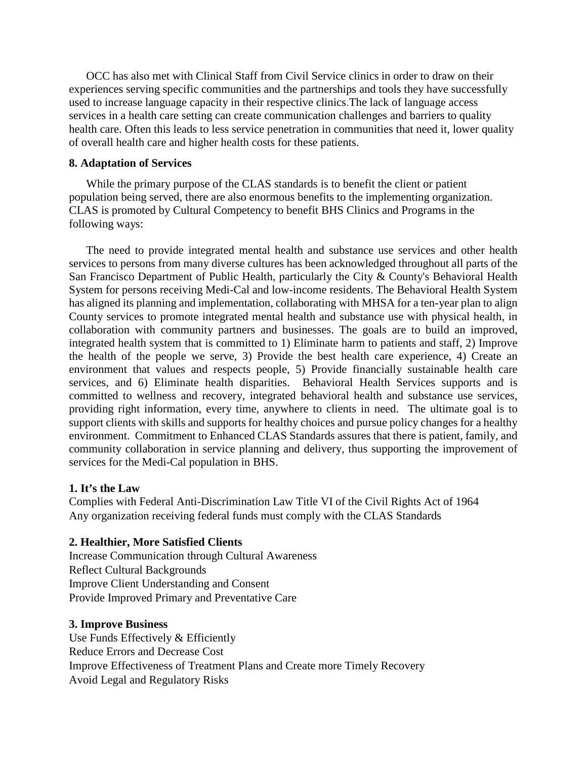OCC has also met with Clinical Staff from Civil Service clinics in order to draw on their experiences serving specific communities and the partnerships and tools they have successfully used to increase language capacity in their respective clinics.The lack of language access services in a health care setting can create communication challenges and barriers to quality health care. Often this leads to less service penetration in communities that need it, lower quality of overall health care and higher health costs for these patients.

**8. Adaptation of Services**

While the primary purpose of the CLAS standards is to benefit the client or patient population being served, there are also enormous benefits to the implementing organization. CLAS is promoted by Cultural Competency to benefit BHS Clinics and Programs in the following ways:

The need to provide integrated mental health and substance use services and other health services to persons from many diverse cultures has been acknowledged throughout all parts of the San Francisco Department of Public Health, particularly the City & County's Behavioral Health System for persons receiving Medi-Cal and low-income residents. The Behavioral Health System has aligned its planning and implementation, collaborating with MHSA for a ten-year plan to align County services to promote integrated mental health and substance use with physical health, in collaboration with community partners and businesses. The goals are to build an improved, integrated health system that is committed to 1) Eliminate harm to patients and staff, 2) Improve the health of the people we serve, 3) Provide the best health care experience, 4) Create an environment that values and respects people, 5) Provide financially sustainable health care services, and 6) Eliminate health disparities. Behavioral Health Services supports and is committed to wellness and recovery, integrated behavioral health and substance use services, providing right information, every time, anywhere to clients in need. The ultimate goal is to support clients with skills and supports for healthy choices and pursue policy changes for a healthy environment. Commitment to Enhanced CLAS Standards assures that there is patient, family, and community collaboration in service planning and delivery, thus supporting the improvement of services for the Medi-Cal population in BHS.

**1. It's the Law**

Complies with Federal Anti-Discrimination Law Title VI of the Civil Rights Act of 1964
Any organization receiving federal funds must comply with the CLAS Standards

**2. Healthier, More Satisfied Clients**

Increase Communication through Cultural Awareness
Reflect Cultural Backgrounds
Improve Client Understanding and Consent
Provide Improved Primary and Preventative Care

**3. Improve Business**

Use Funds Effectively & Efficiently
Reduce Errors and Decrease Cost
Improve Effectiveness of Treatment Plans and Create more Timely Recovery
Avoid Legal and Regulatory Risks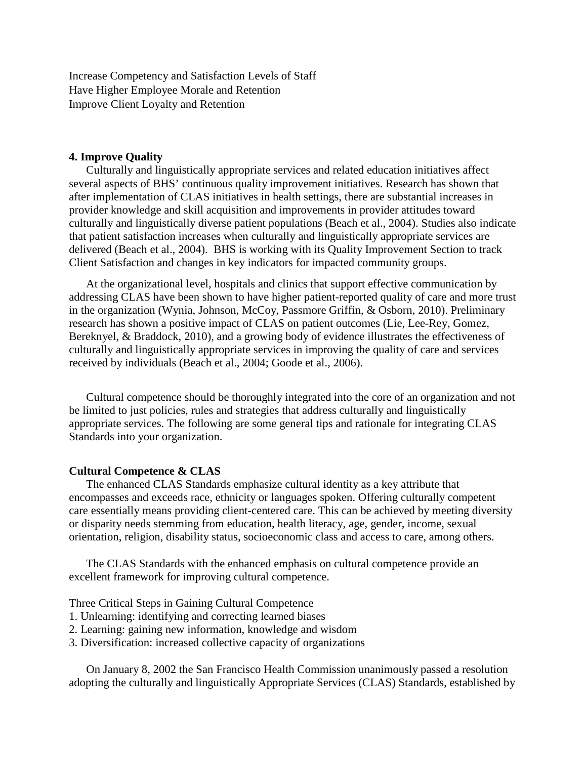Increase Competency and Satisfaction Levels of Staff
Have Higher Employee Morale and Retention
Improve Client Loyalty and Retention

**4. Improve Quality**

Culturally and linguistically appropriate services and related education initiatives affect several aspects of BHS' continuous quality improvement initiatives. Research has shown that after implementation of CLAS initiatives in health settings, there are substantial increases in provider knowledge and skill acquisition and improvements in provider attitudes toward culturally and linguistically diverse patient populations (Beach et al., 2004). Studies also indicate that patient satisfaction increases when culturally and linguistically appropriate services are delivered (Beach et al., 2004). BHS is working with its Quality Improvement Section to track Client Satisfaction and changes in key indicators for impacted community groups.

At the organizational level, hospitals and clinics that support effective communication by addressing CLAS have been shown to have higher patient-reported quality of care and more trust in the organization (Wynia, Johnson, McCoy, Passmore Griffin, & Osborn, 2010). Preliminary research has shown a positive impact of CLAS on patient outcomes (Lie, Lee-Rey, Gomez, Bereknyel, & Braddock, 2010), and a growing body of evidence illustrates the effectiveness of culturally and linguistically appropriate services in improving the quality of care and services received by individuals (Beach et al., 2004; Goode et al., 2006).

Cultural competence should be thoroughly integrated into the core of an organization and not be limited to just policies, rules and strategies that address culturally and linguistically appropriate services. The following are some general tips and rationale for integrating CLAS Standards into your organization.

**Cultural Competence & CLAS**

The enhanced CLAS Standards emphasize cultural identity as a key attribute that encompasses and exceeds race, ethnicity or languages spoken. Offering culturally competent care essentially means providing client-centered care. This can be achieved by meeting diversity or disparity needs stemming from education, health literacy, age, gender, income, sexual orientation, religion, disability status, socioeconomic class and access to care, among others.

The CLAS Standards with the enhanced emphasis on cultural competence provide an excellent framework for improving cultural competence.

Three Critical Steps in Gaining Cultural Competence
1. Unlearning: identifying and correcting learned biases
2. Learning: gaining new information, knowledge and wisdom
3. Diversification: increased collective capacity of organizations

On January 8, 2002 the San Francisco Health Commission unanimously passed a resolution adopting the culturally and linguistically Appropriate Services (CLAS) Standards, established by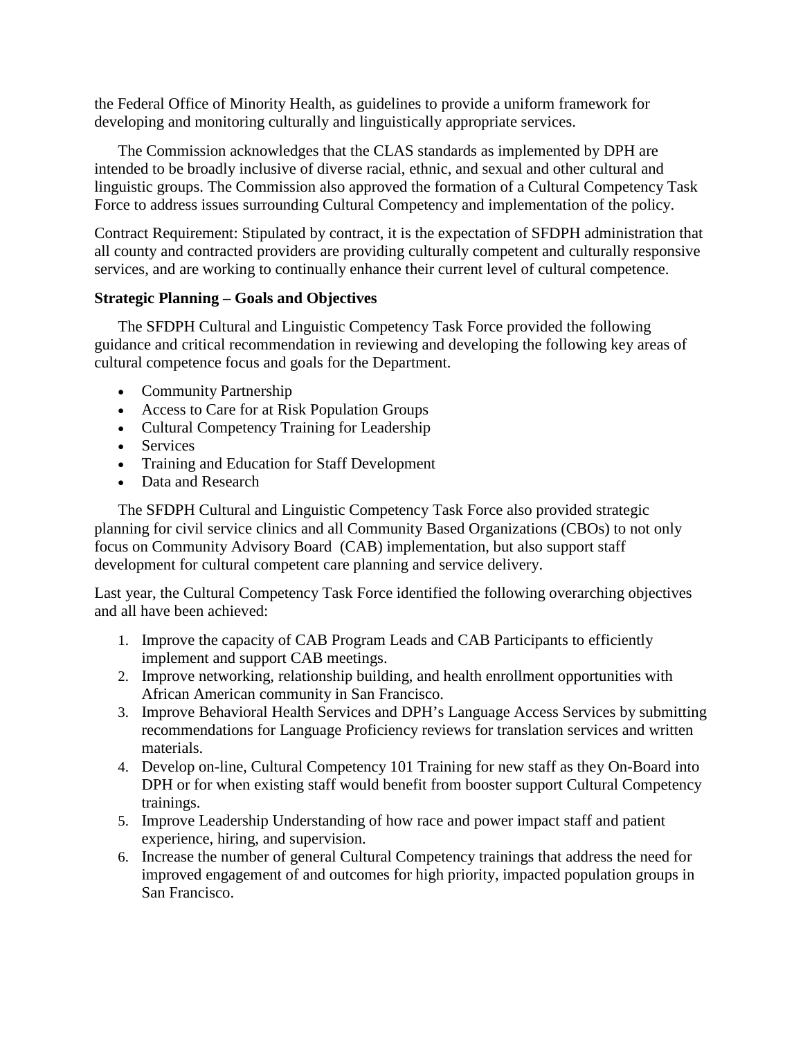the Federal Office of Minority Health, as guidelines to provide a uniform framework for developing and monitoring culturally and linguistically appropriate services.

The Commission acknowledges that the CLAS standards as implemented by DPH are intended to be broadly inclusive of diverse racial, ethnic, and sexual and other cultural and linguistic groups. The Commission also approved the formation of a Cultural Competency Task Force to address issues surrounding Cultural Competency and implementation of the policy.

Contract Requirement: Stipulated by contract, it is the expectation of SFDPH administration that all county and contracted providers are providing culturally competent and culturally responsive services, and are working to continually enhance their current level of cultural competence.

**Strategic Planning – Goals and Objectives**

The SFDPH Cultural and Linguistic Competency Task Force provided the following guidance and critical recommendation in reviewing and developing the following key areas of cultural competence focus and goals for the Department.

- Community Partnership
- Access to Care for at Risk Population Groups
- Cultural Competency Training for Leadership
- Services
- Training and Education for Staff Development
- Data and Research

The SFDPH Cultural and Linguistic Competency Task Force also provided strategic planning for civil service clinics and all Community Based Organizations (CBOs) to not only focus on Community Advisory Board (CAB) implementation, but also support staff development for cultural competent care planning and service delivery.

Last year, the Cultural Competency Task Force identified the following overarching objectives and all have been achieved:

1. Improve the capacity of CAB Program Leads and CAB Participants to efficiently implement and support CAB meetings.
2. Improve networking, relationship building, and health enrollment opportunities with African American community in San Francisco.
3. Improve Behavioral Health Services and DPH's Language Access Services by submitting recommendations for Language Proficiency reviews for translation services and written materials.
4. Develop on-line, Cultural Competency 101 Training for new staff as they On-Board into DPH or for when existing staff would benefit from booster support Cultural Competency trainings.
5. Improve Leadership Understanding of how race and power impact staff and patient experience, hiring, and supervision.
6. Increase the number of general Cultural Competency trainings that address the need for improved engagement of and outcomes for high priority, impacted population groups in San Francisco.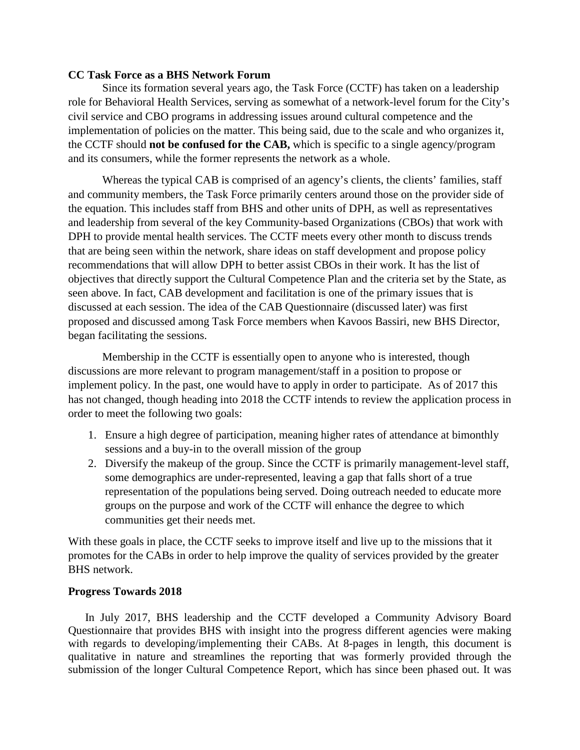**CC Task Force as a BHS Network Forum**

Since its formation several years ago, the Task Force (CCTF) has taken on a leadership role for Behavioral Health Services, serving as somewhat of a network-level forum for the City's civil service and CBO programs in addressing issues around cultural competence and the implementation of policies on the matter. This being said, due to the scale and who organizes it, the CCTF should **not be confused for the CAB,** which is specific to a single agency/program and its consumers, while the former represents the network as a whole.

Whereas the typical CAB is comprised of an agency's clients, the clients' families, staff and community members, the Task Force primarily centers around those on the provider side of the equation. This includes staff from BHS and other units of DPH, as well as representatives and leadership from several of the key Community-based Organizations (CBOs) that work with DPH to provide mental health services. The CCTF meets every other month to discuss trends that are being seen within the network, share ideas on staff development and propose policy recommendations that will allow DPH to better assist CBOs in their work. It has the list of objectives that directly support the Cultural Competence Plan and the criteria set by the State, as seen above. In fact, CAB development and facilitation is one of the primary issues that is discussed at each session. The idea of the CAB Questionnaire (discussed later) was first proposed and discussed among Task Force members when Kavoos Bassiri, new BHS Director, began facilitating the sessions.

Membership in the CCTF is essentially open to anyone who is interested, though discussions are more relevant to program management/staff in a position to propose or implement policy. In the past, one would have to apply in order to participate. As of 2017 this has not changed, though heading into 2018 the CCTF intends to review the application process in order to meet the following two goals:

1. Ensure a high degree of participation, meaning higher rates of attendance at bimonthly sessions and a buy-in to the overall mission of the group
2. Diversify the makeup of the group. Since the CCTF is primarily management-level staff, some demographics are under-represented, leaving a gap that falls short of a true representation of the populations being served. Doing outreach needed to educate more groups on the purpose and work of the CCTF will enhance the degree to which communities get their needs met.

With these goals in place, the CCTF seeks to improve itself and live up to the missions that it promotes for the CABs in order to help improve the quality of services provided by the greater BHS network.

**Progress Towards 2018**

In July 2017, BHS leadership and the CCTF developed a Community Advisory Board Questionnaire that provides BHS with insight into the progress different agencies were making with regards to developing/implementing their CABs. At 8-pages in length, this document is qualitative in nature and streamlines the reporting that was formerly provided through the submission of the longer Cultural Competence Report, which has since been phased out. It was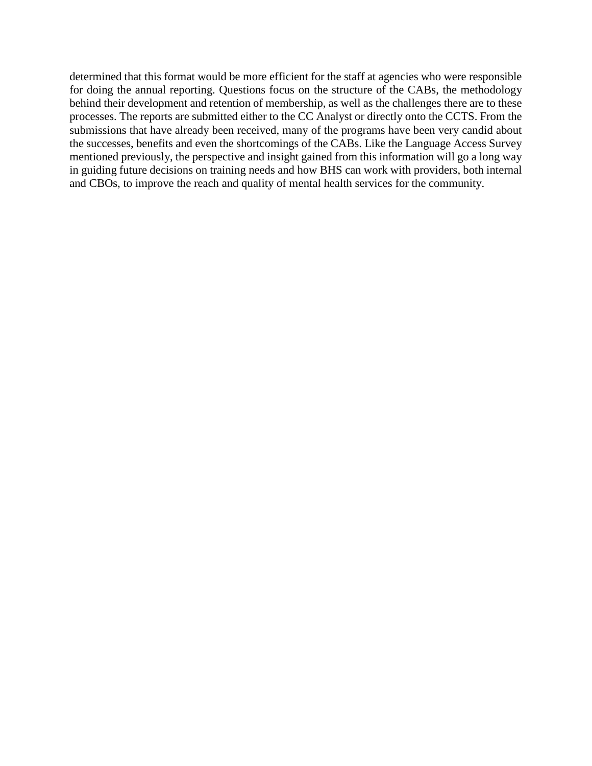determined that this format would be more efficient for the staff at agencies who were responsible for doing the annual reporting. Questions focus on the structure of the CABs, the methodology behind their development and retention of membership, as well as the challenges there are to these processes. The reports are submitted either to the CC Analyst or directly onto the CCTS. From the submissions that have already been received, many of the programs have been very candid about the successes, benefits and even the shortcomings of the CABs. Like the Language Access Survey mentioned previously, the perspective and insight gained from this information will go a long way in guiding future decisions on training needs and how BHS can work with providers, both internal and CBOs, to improve the reach and quality of mental health services for the community.